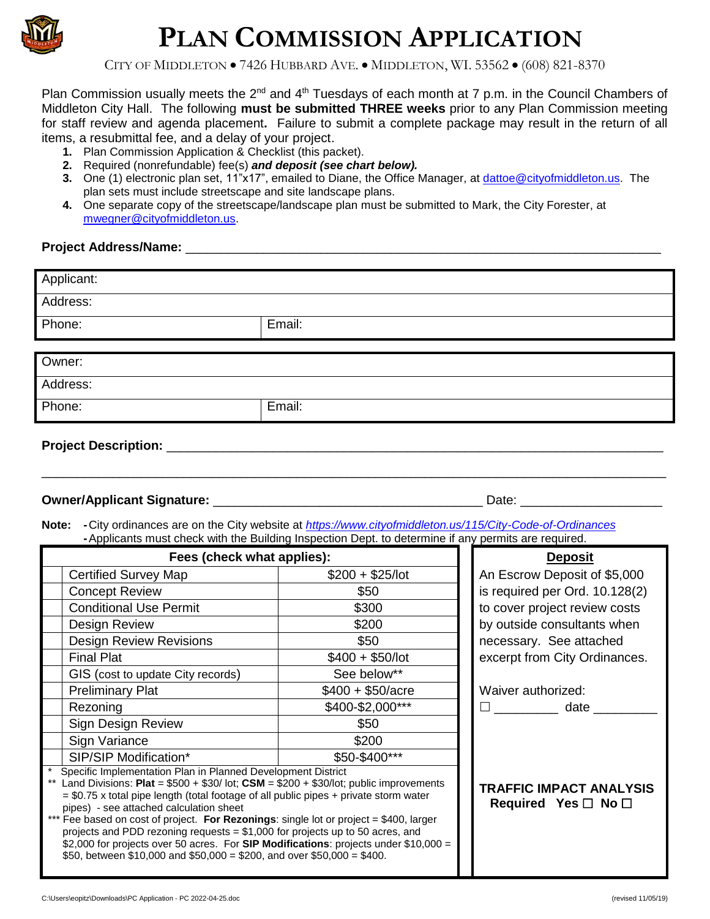# PLAN COMMISSION APPLICATION

CITY OF MIDDLETON • 7426 HUBBARD AVE. • MIDDLETON, WI. 53562 • (608) 821-8370

Plan Commission usually meets the 2nd and 4th Tuesdays of each month at 7 p.m. in the Council Chambers of Middleton City Hall. The following **must be submitted THREE weeks** prior to any Plan Commission meeting for staff review and agenda placement**.** Failure to submit a complete package may result in the return of all items, a resubmittal fee, and a delay of your project.

1. Plan Commission Application & Checklist (this packet).
2. Required (nonrefundable) fee(s) ***and deposit (see chart below).***
3. One (1) electronic plan set, 11"x17", emailed to Diane, the Office Manager, at dattoe@cityofmiddleton.us. The plan sets must include streetscape and site landscape plans.
4. One separate copy of the streetscape/landscape plan must be submitted to Mark, the City Forester, at mwegner@cityofmiddleton.us.

**Project Address/Name:** ______________________________________________

| Applicant: | |
|---|---|
| Address: | |
| Phone: | Email: |

| Owner: | |
|---|---|
| Address: | |
| Phone: | Email: |

**Project Description:** ______________________________________________

______________________________________________

**Owner/Applicant Signature:** ______________________________ Date: ____________________

**Note:** - City ordinances are on the City website at *https://www.cityofmiddleton.us/115/City-Code-of-Ordinances*
- Applicants must check with the Building Inspection Dept. to determine if any permits are required.

| | Fees (check what applies): | |
|---|---|---|
| | Certified Survey Map | $200 + $25/lot |
| | Concept Review | $50 |
| | Conditional Use Permit | $300 |
| | Design Review | $200 |
| | Design Review Revisions | $50 |
| | Final Plat | $400 + $50/lot |
| | GIS (cost to update City records) | See below** |
| | Preliminary Plat | $400 + $50/acre |
| | Rezoning | $400-$2,000*** |
| | Sign Design Review | $50 |
| | Sign Variance | $200 |
| | SIP/SIP Modification* | $50-$400*** |

\* Specific Implementation Plan in Planned Development District

\*\* Land Divisions: **Plat** = $500 + $30/ lot; **CSM** = $200 + $30/lot; public improvements = $0.75 x total pipe length (total footage of all public pipes + private storm water pipes) - see attached calculation sheet

\*\*\* Fee based on cost of project. **For Rezonings**: single lot or project = $400, larger projects and PDD rezoning requests = $1,000 for projects up to 50 acres, and $2,000 for projects over 50 acres. For **SIP Modifications**: projects under $10,000 = $50, between $10,000 and $50,000 = $200, and over $50,000 = $400.

**Deposit**

An Escrow Deposit of $5,000 is required per Ord. 10.128(2) to cover project review costs by outside consultants when necessary. See attached excerpt from City Ordinances.

Waiver authorized:
☐ _________ date _________

**TRAFFIC IMPACT ANALYSIS Required Yes ☐ No ☐**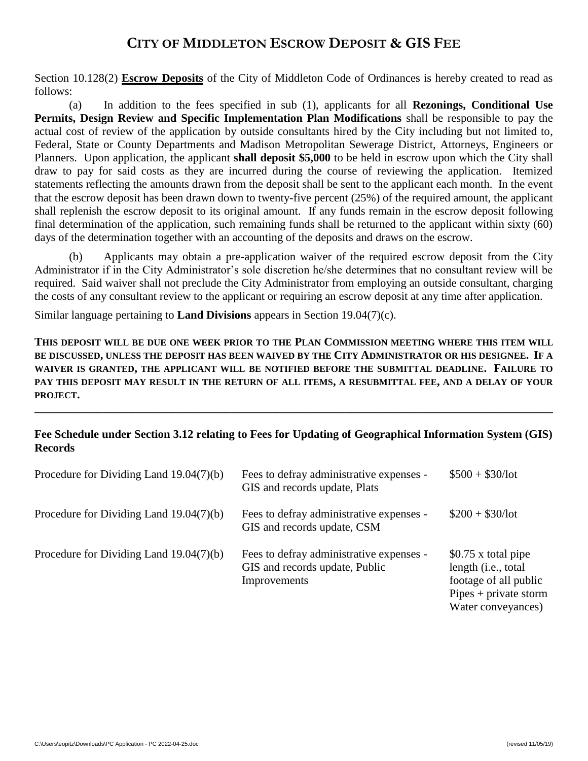# CITY OF MIDDLETON ESCROW DEPOSIT & GIS FEE

Section 10.128(2) **Escrow Deposits** of the City of Middleton Code of Ordinances is hereby created to read as follows:

(a) In addition to the fees specified in sub (1), applicants for all **Rezonings, Conditional Use Permits, Design Review and Specific Implementation Plan Modifications** shall be responsible to pay the actual cost of review of the application by outside consultants hired by the City including but not limited to, Federal, State or County Departments and Madison Metropolitan Sewerage District, Attorneys, Engineers or Planners. Upon application, the applicant **shall deposit $5,000** to be held in escrow upon which the City shall draw to pay for said costs as they are incurred during the course of reviewing the application. Itemized statements reflecting the amounts drawn from the deposit shall be sent to the applicant each month. In the event that the escrow deposit has been drawn down to twenty-five percent (25%) of the required amount, the applicant shall replenish the escrow deposit to its original amount. If any funds remain in the escrow deposit following final determination of the application, such remaining funds shall be returned to the applicant within sixty (60) days of the determination together with an accounting of the deposits and draws on the escrow.

(b) Applicants may obtain a pre-application waiver of the required escrow deposit from the City Administrator if in the City Administrator's sole discretion he/she determines that no consultant review will be required. Said waiver shall not preclude the City Administrator from employing an outside consultant, charging the costs of any consultant review to the applicant or requiring an escrow deposit at any time after application.

Similar language pertaining to **Land Divisions** appears in Section 19.04(7)(c).

**THIS DEPOSIT WILL BE DUE ONE WEEK PRIOR TO THE PLAN COMMISSION MEETING WHERE THIS ITEM WILL BE DISCUSSED, UNLESS THE DEPOSIT HAS BEEN WAIVED BY THE CITY ADMINISTRATOR OR HIS DESIGNEE. IF A WAIVER IS GRANTED, THE APPLICANT WILL BE NOTIFIED BEFORE THE SUBMITTAL DEADLINE. FAILURE TO PAY THIS DEPOSIT MAY RESULT IN THE RETURN OF ALL ITEMS, A RESUBMITTAL FEE, AND A DELAY OF YOUR PROJECT.**

---

**Fee Schedule under Section 3.12 relating to Fees for Updating of Geographical Information System (GIS) Records**

| | | |
|---|---|---|
| Procedure for Dividing Land 19.04(7)(b) | Fees to defray administrative expenses - GIS and records update, Plats | $500 + $30/lot |
| Procedure for Dividing Land 19.04(7)(b) | Fees to defray administrative expenses - GIS and records update, CSM | $200 + $30/lot |
| Procedure for Dividing Land 19.04(7)(b) | Fees to defray administrative expenses - GIS and records update, Public Improvements | $0.75 x total pipe length (i.e., total footage of all public Pipes + private storm Water conveyances) |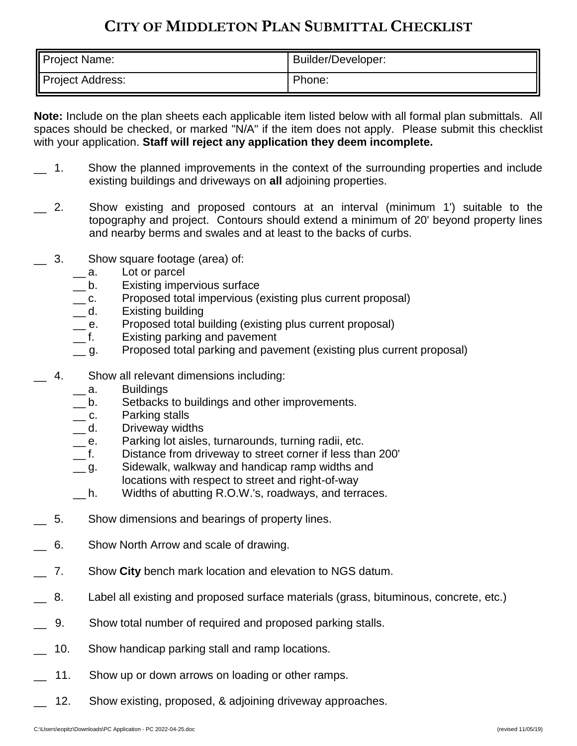# CITY OF MIDDLETON PLAN SUBMITTAL CHECKLIST

| Project Name: | Builder/Developer: |
|---|---|
| Project Address: | Phone: |

**Note:** Include on the plan sheets each applicable item listed below with all formal plan submittals. All spaces should be checked, or marked "N/A" if the item does not apply. Please submit this checklist with your application. **Staff will reject any application they deem incomplete.**

__ 1. Show the planned improvements in the context of the surrounding properties and include existing buildings and driveways on **all** adjoining properties.

__ 2. Show existing and proposed contours at an interval (minimum 1') suitable to the topography and project. Contours should extend a minimum of 20' beyond property lines and nearby berms and swales and at least to the backs of curbs.

__ 3. Show square footage (area) of:
- __ a. Lot or parcel
- __ b. Existing impervious surface
- __ c. Proposed total impervious (existing plus current proposal)
- __ d. Existing building
- __ e. Proposed total building (existing plus current proposal)
- __ f. Existing parking and pavement
- __ g. Proposed total parking and pavement (existing plus current proposal)

__ 4. Show all relevant dimensions including:
- __ a. Buildings
- __ b. Setbacks to buildings and other improvements.
- __ c. Parking stalls
- __ d. Driveway widths
- __ e. Parking lot aisles, turnarounds, turning radii, etc.
- __ f. Distance from driveway to street corner if less than 200'
- __ g. Sidewalk, walkway and handicap ramp widths and locations with respect to street and right-of-way
- __ h. Widths of abutting R.O.W.'s, roadways, and terraces.

__ 5. Show dimensions and bearings of property lines.

__ 6. Show North Arrow and scale of drawing.

__ 7. Show **City** bench mark location and elevation to NGS datum.

__ 8. Label all existing and proposed surface materials (grass, bituminous, concrete, etc.)

__ 9. Show total number of required and proposed parking stalls.

__ 10. Show handicap parking stall and ramp locations.

__ 11. Show up or down arrows on loading or other ramps.

__ 12. Show existing, proposed, & adjoining driveway approaches.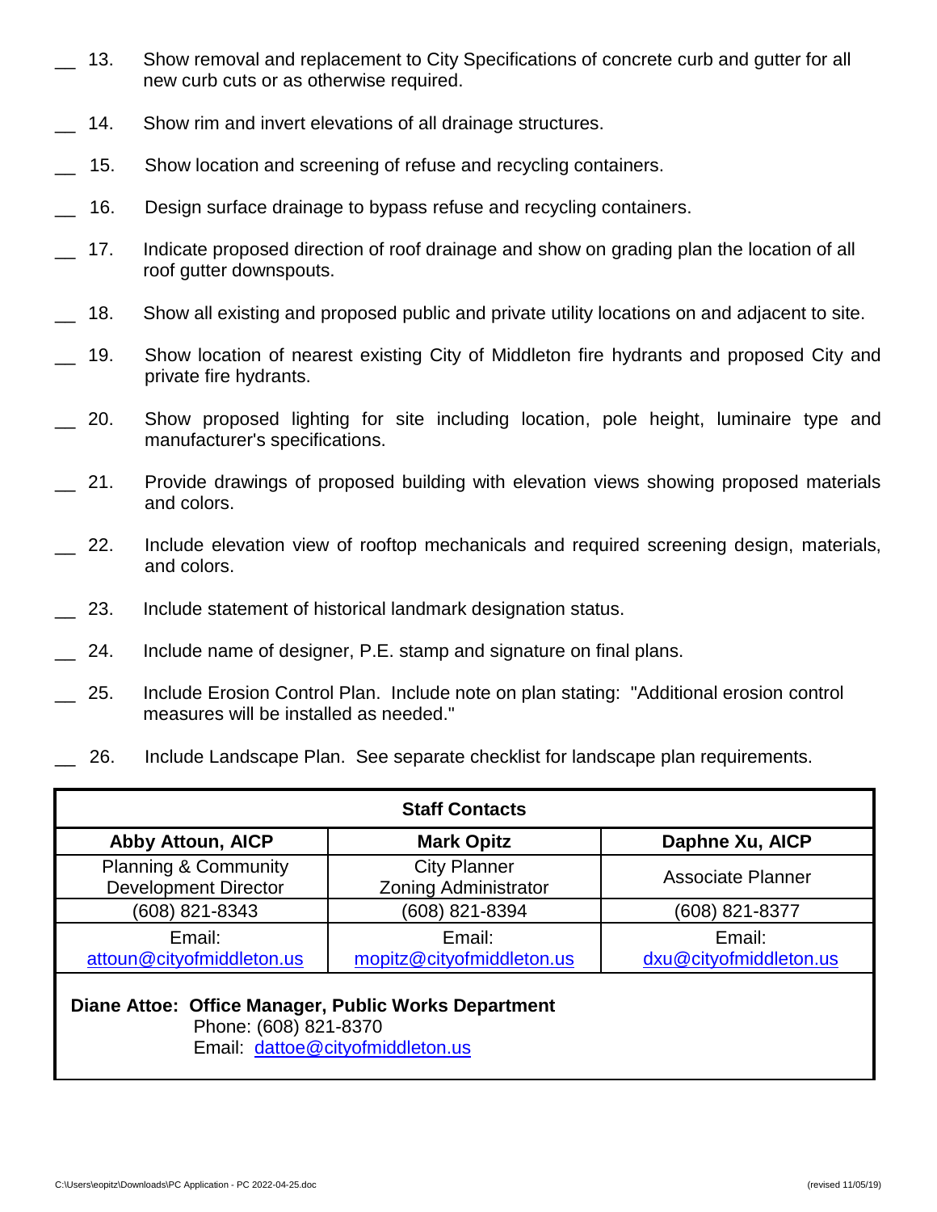__ 13. Show removal and replacement to City Specifications of concrete curb and gutter for all new curb cuts or as otherwise required.

__ 14. Show rim and invert elevations of all drainage structures.

__ 15. Show location and screening of refuse and recycling containers.

__ 16. Design surface drainage to bypass refuse and recycling containers.

__ 17. Indicate proposed direction of roof drainage and show on grading plan the location of all roof gutter downspouts.

__ 18. Show all existing and proposed public and private utility locations on and adjacent to site.

__ 19. Show location of nearest existing City of Middleton fire hydrants and proposed City and private fire hydrants.

__ 20. Show proposed lighting for site including location, pole height, luminaire type and manufacturer's specifications.

__ 21. Provide drawings of proposed building with elevation views showing proposed materials and colors.

__ 22. Include elevation view of rooftop mechanicals and required screening design, materials, and colors.

__ 23. Include statement of historical landmark designation status.

__ 24. Include name of designer, P.E. stamp and signature on final plans.

__ 25. Include Erosion Control Plan. Include note on plan stating: "Additional erosion control measures will be installed as needed."

__ 26. Include Landscape Plan. See separate checklist for landscape plan requirements.

| **Staff Contacts** | | |
|---|---|---|
| **Abby Attoun, AICP** | **Mark Opitz** | **Daphne Xu, AICP** |
| Planning & Community Development Director | City Planner Zoning Administrator | Associate Planner |
| (608) 821-8343 | (608) 821-8394 | (608) 821-8377 |
| Email: attoun@cityofmiddleton.us | Email: mopitz@cityofmiddleton.us | Email: dxu@cityofmiddleton.us |

**Diane Attoe: Office Manager, Public Works Department**
Phone: (608) 821-8370
Email: dattoe@cityofmiddleton.us

C:\Users\eopitz\Downloads\PC Application - PC 2022-04-25.doc (revised 11/05/19)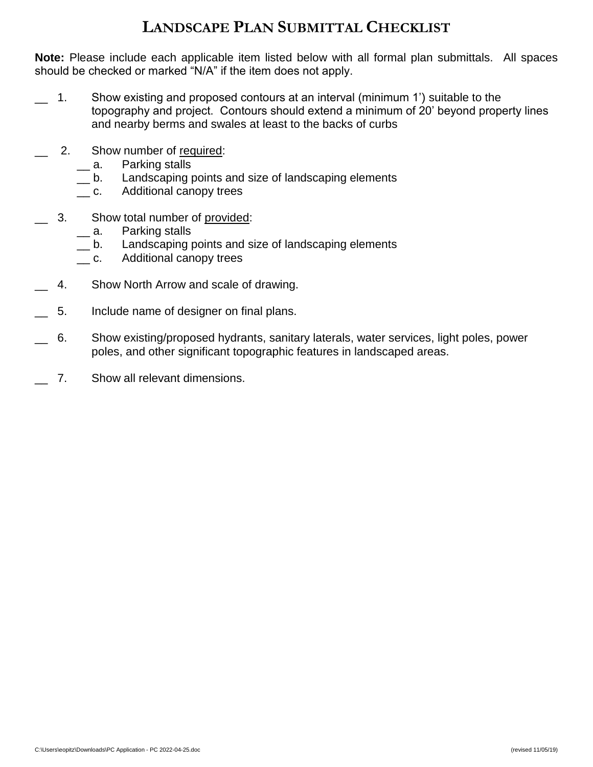# Landscape Plan Submittal Checklist

**Note:** Please include each applicable item listed below with all formal plan submittals. All spaces should be checked or marked "N/A" if the item does not apply.

__ 1. Show existing and proposed contours at an interval (minimum 1') suitable to the topography and project. Contours should extend a minimum of 20' beyond property lines and nearby berms and swales at least to the backs of curbs

__ 2. Show number of required:
- __ a. Parking stalls
- __ b. Landscaping points and size of landscaping elements
- __ c. Additional canopy trees

__ 3. Show total number of provided:
- __ a. Parking stalls
- __ b. Landscaping points and size of landscaping elements
- __ c. Additional canopy trees

__ 4. Show North Arrow and scale of drawing.

__ 5. Include name of designer on final plans.

__ 6. Show existing/proposed hydrants, sanitary laterals, water services, light poles, power poles, and other significant topographic features in landscaped areas.

__ 7. Show all relevant dimensions.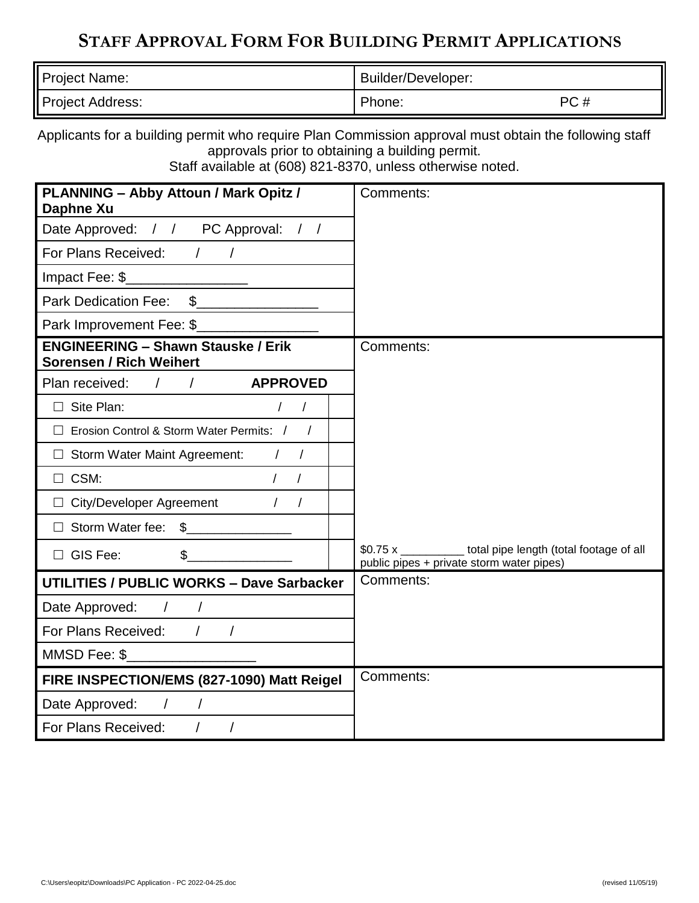# STAFF APPROVAL FORM FOR BUILDING PERMIT APPLICATIONS

| | |
|---|---|
| Project Name: | Builder/Developer: |
| Project Address: | Phone: PC # |

Applicants for a building permit who require Plan Commission approval must obtain the following staff approvals prior to obtaining a building permit.
Staff available at (608) 821-8370, unless otherwise noted.

| | | |
|---|---|---|
| **PLANNING – Abby Attoun / Mark Opitz / Daphne Xu** | | Comments: |
| Date Approved: / / PC Approval: / / | | |
| For Plans Received: / / | | |
| Impact Fee: $________________ | | |
| Park Dedication Fee: $________________ | | |
| Park Improvement Fee: $________________ | | |
| **ENGINEERING – Shawn Stauske / Erik Sorensen / Rich Weihert** | | Comments: |
| Plan received: / / | **APPROVED** | |
| ☐ Site Plan: / / | | |
| ☐ Erosion Control & Storm Water Permits: / / | | |
| ☐ Storm Water Maint Agreement: / / | | |
| ☐ CSM: / / | | |
| ☐ City/Developer Agreement / / | | |
| ☐ Storm Water fee: $_______________ | | |
| ☐ GIS Fee: $_______________ | | $0.75 x __________ total pipe length (total footage of all public pipes + private storm water pipes) |
| **UTILITIES / PUBLIC WORKS – Dave Sarbacker** | | Comments: |
| Date Approved: / / | | |
| For Plans Received: / / | | |
| MMSD Fee: $_________________ | | |
| **FIRE INSPECTION/EMS (827-1090) Matt Reigel** | | Comments: |
| Date Approved: / / | | |
| For Plans Received: / / | | |

C:\Users\eopitz\Downloads\PC Application - PC 2022-04-25.doc (revised 11/05/19)